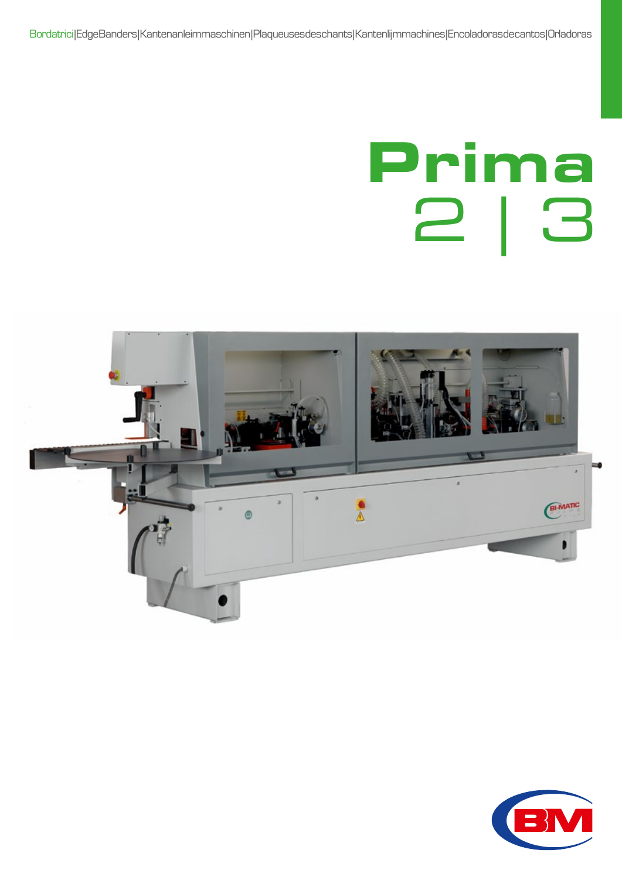Bordatrici|EdgeBanders|Kantenanleimmaschinen|Plaqueusesdeschants|Kantenlijmmachines|Encoladorasdecantos|Orladoras

# Prima

## 2 | 3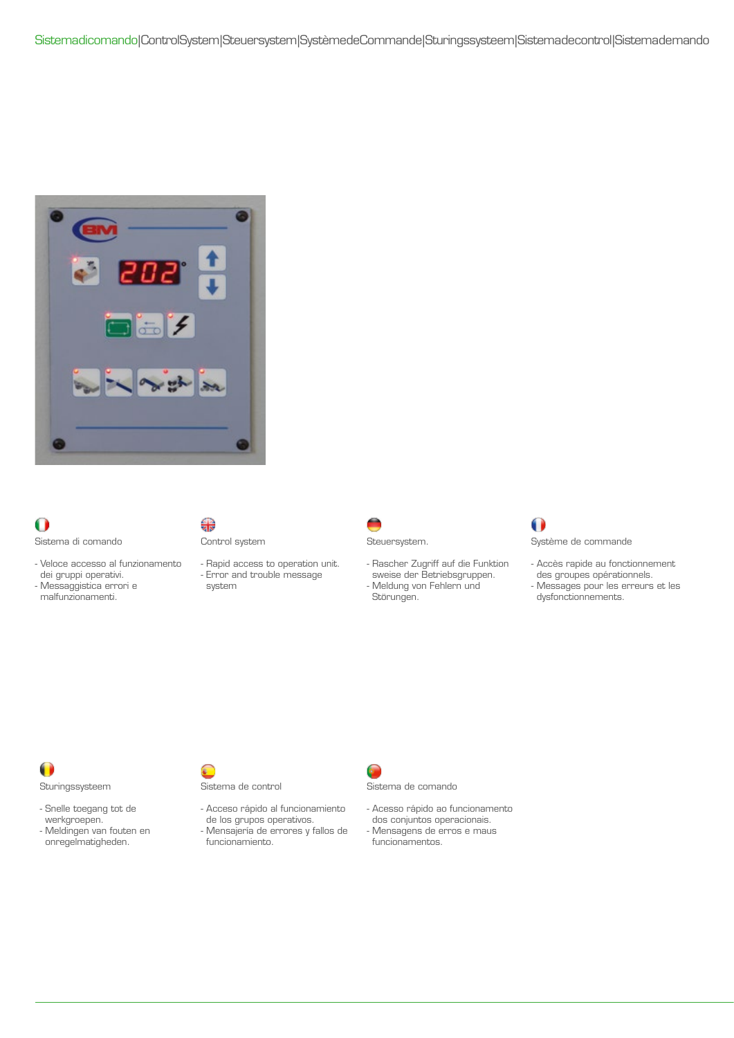# Sistemadicomando|ControlSystem|Steuersystem|SystèmedeCommande|Sturingssysteem|Sistemadecontrol|Sistemademando

Sistema di comando

- Veloce accesso al funzionamento dei gruppi operativi.
- Messaggistica errori e malfunzionamenti.

Control system

- Rapid access to operation unit.
- Error and trouble message system

Steuersystem.

- Rascher Zugriff auf die Funktion sweise der Betriebsgruppen.
- Meldung von Fehlern und Störungen.

Système de commande

- Accès rapide au fonctionnement des groupes opérationnels.
- Messages pour les erreurs et les dysfonctionnements.

Sturingssysteem

- Snelle toegang tot de werkgroepen.
- Meldingen van fouten en onregelmatigheden.

Sistema de control

- Acceso rápido al funcionamiento de los grupos operativos.
- Mensajería de errores y fallos de funcionamiento.

Sistema de comando

- Acesso rápido ao funcionamento dos conjuntos operacionais.
- Mensagens de erros e maus funcionamentos.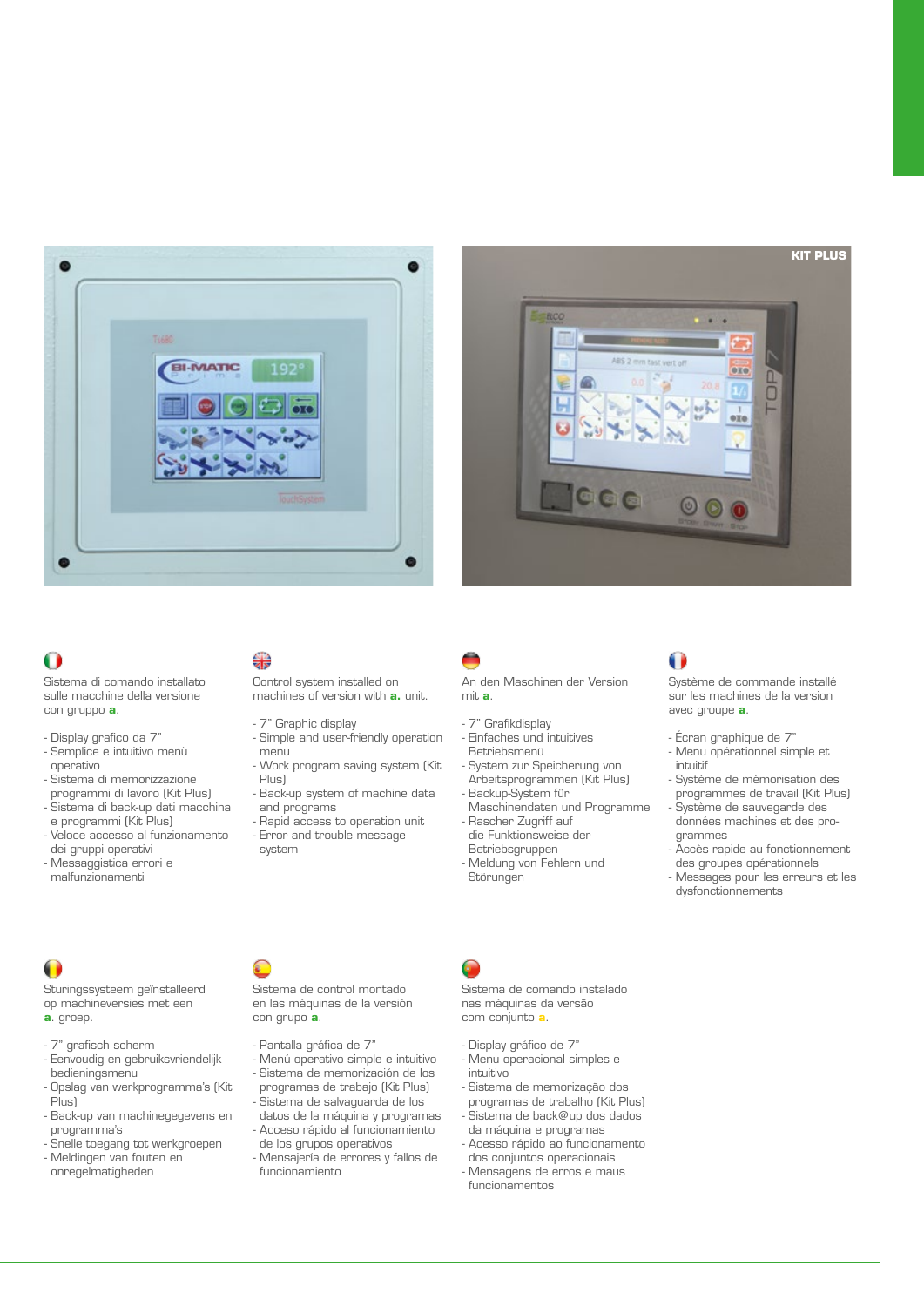KIT PLUS

Sistema di comando installato sulle macchine della versione con gruppo **a**.

- Display grafico da 7"
- Semplice e intuitivo menù operativo
- Sistema di memorizzazione programmi di lavoro (Kit Plus)
- Sistema di back-up dati macchina e programmi (Kit Plus)
- Veloce accesso al funzionamento dei gruppi operativi
- Messaggistica errori e malfunzionamenti

Control system installed on machines of version with **a.** unit.

- 7" Graphic display
- Simple and user-friendly operation menu
- Work program saving system (Kit Plus)
- Back-up system of machine data and programs
- Rapid access to operation unit
- Error and trouble message system

An den Maschinen der Version mit **a**.

- 7" Grafikdisplay
- Einfaches und intuitives Betriebsmenü
- System zur Speicherung von Arbeitsprogrammen (Kit Plus)
- Backup-System für Maschinendaten und Programme
- Rascher Zugriff auf die Funktionsweise der Betriebsgruppen
- Meldung von Fehlern und Störungen

Système de commande installé sur les machines de la version avec groupe **a**.

- Écran graphique de 7"
- Menu opérationnel simple et intuitif
- Système de mémorisation des programmes de travail (Kit Plus)
- Système de sauvegarde des données machines et des programmes
- Accès rapide au fonctionnement des groupes opérationnels
- Messages pour les erreurs et les dysfonctionnements

Sturingssysteem geïnstalleerd op machineversies met een **a**. groep.

- 7" grafisch scherm
- Eenvoudig en gebruiksvriendelijk bedieningsmenu
- Opslag van werkprogramma's (Kit Plus)
- Back-up van machinegegevens en programma's
- Snelle toegang tot werkgroepen
- Meldingen van fouten en onregelmatigheden

Sistema de control montado en las máquinas de la versión con grupo **a**.

- Pantalla gráfica de 7"
- Menú operativo simple e intuitivo
- Sistema de memorización de los programas de trabajo (Kit Plus)
- Sistema de salvaguarda de los datos de la máquina y programas
- Acceso rápido al funcionamiento de los grupos operativos
- Mensajería de errores y fallos de funcionamiento

Sistema de comando instalado nas máquinas da versão com conjunto **a**.

- Display gráfico de 7"
- Menu operacional simples e intuitivo
- Sistema de memorização dos programas de trabalho (Kit Plus)
- Sistema de back@up dos dados da máquina e programas
- Acesso rápido ao funcionamento dos conjuntos operacionais
- Mensagens de erros e maus funcionamentos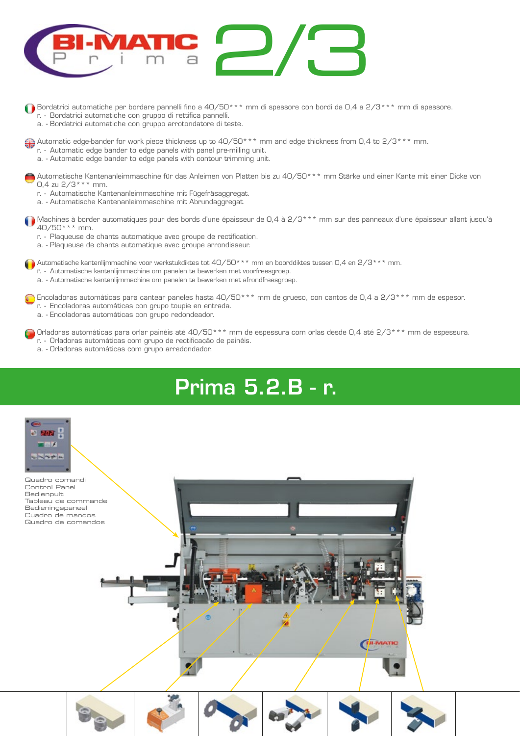# BI-MATIC Prima 2/3

Bordatrici automatiche per bordare pannelli fino a 40/50*** mm di spessore con bordi da 0,4 a 2/3*** mm di spessore.
r. - Bordatrici automatiche con gruppo di rettifica pannelli.
a. - Bordatrici automatiche con gruppo arrotondatore di teste.

Automatic edge-bander for work piece thickness up to 40/50*** mm and edge thickness from 0,4 to 2/3*** mm.
r. - Automatic edge bander to edge panels with panel pre-milling unit.
a. - Automatic edge bander to edge panels with contour trimming unit.

Automatische Kantenanleimmaschine für das Anleimen von Platten bis zu 40/50*** mm Stärke und einer Kante mit einer Dicke von 0,4 zu 2/3*** mm.
r. - Automatische Kantenanleimmaschine mit Fügefräsaggregat.
a. - Automatische Kantenanleimmaschine mit Abrundaggregat.

Machines à border automatiques pour des bords d'une épaisseur de 0,4 à 2/3*** mm sur des panneaux d'une épaisseur allant jusqu'à 40/50*** mm.
r. - Plaqueuse de chants automatique avec groupe de rectification.
a. - Plaqueuse de chants automatique avec groupe arrondisseur.

Automatische kantenlijmmachine voor werkstukdiktes tot 40/50*** mm en boorddiktes tussen 0,4 en 2/3*** mm.
r. - Automatische kantenlijmmachine om panelen te bewerken met voorfreesgroep.
a. - Automatische kantenlijmmachine om panelen te bewerken met afrondfreesgroep.

Encoladoras automáticas para cantear paneles hasta 40/50*** mm de grueso, con cantos de 0,4 a 2/3*** mm de espesor.
r. - Encoladoras automáticas con grupo toupie en entrada.
a. - Encoladoras automáticas con grupo redondeador.

Orladoras automáticas para orlar painéis até 40/50*** mm de espessura com orlas desde 0,4 até 2/3*** mm de espessura.
r. - Orladoras automáticas com grupo de rectificação de painéis.
a. - Orladoras automáticas com grupo arredondador.

## Prima 5.2.B - r.

Quadro comandi
Control Panel
Bedienpult
Tableau de commande
Bedieningspaneel
Cuadro de mandos
Quadro de comandos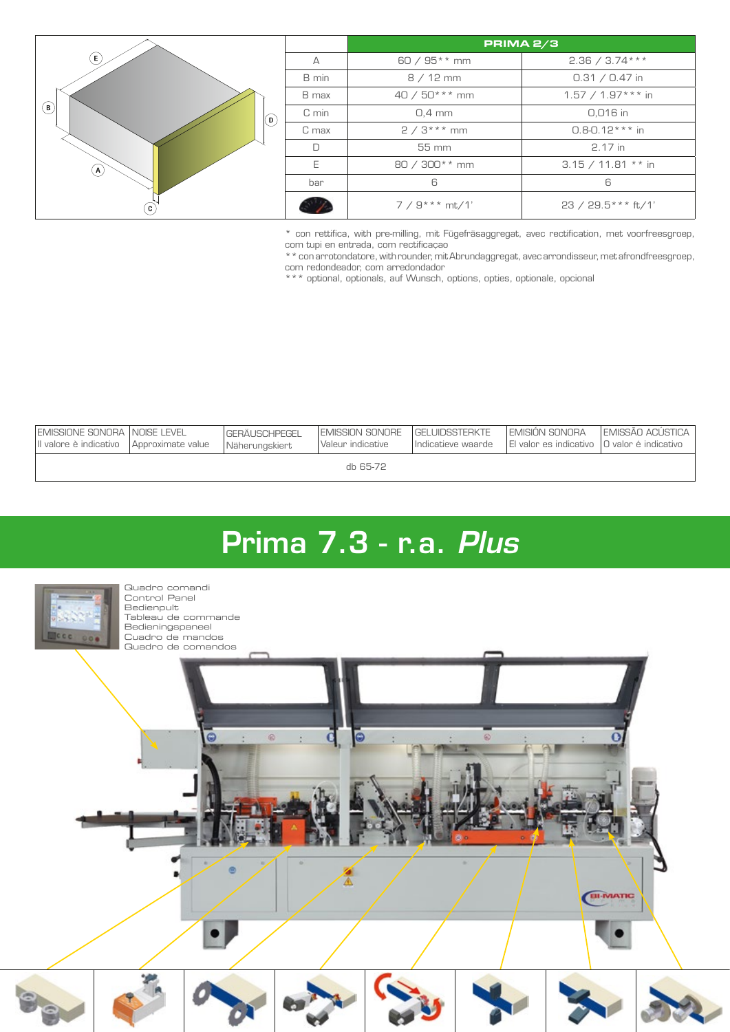| | PRIMA 2/3 | |
|---|---|---|
| A | 60 / 95** mm | 2.36 / 3.74*** |
| B min | 8 / 12 mm | 0.31 / 0.47 in |
| B max | 40 / 50*** mm | 1.57 / 1.97*** in |
| C min | 0,4 mm | 0,016 in |
| C max | 2 / 3*** mm | 0.8-0.12*** in |
| D | 55 mm | 2.17 in |
| E | 80 / 300** mm | 3.15 / 11.81 ** in |
| bar | 6 | 6 |
| | 7 / 9*** mt/1' | 23 / 29.5*** ft/1' |

* con rettifica, with pre-milling, mit Fügefräsaggregat, avec rectification, met voorfreesgroep, com tupi en entrada, com rectificaçao

** con arrotondatore, with rounder, mit Abrundaggregat, avec arrondisseur, met afrondfreesgroep, com redondeador, com arredondador

*** optional, optionals, auf Wunsch, options, opties, optionale, opcional

| EMISSIONE SONORA Il valore è indicativo | NOISE LEVEL Approximate value | GERÄUSCHPEGEL Näherungskiert | EMISSION SONORE Valeur indicative | GELUIDSSTERKTE Indicatieve waarde | EMISIÓN SONORA El valor es indicativo | EMISSÃO ACÚSTICA O valor é indicativo |
|---|---|---|---|---|---|---|
| db 65-72 | | | | | | |

# Prima 7.3 - r.a. *Plus*

Quadro comandi
Control Panel
Bedienpult
Tableau de commande
Bedieningspaneel
Cuadro de mandos
Quadro de comandos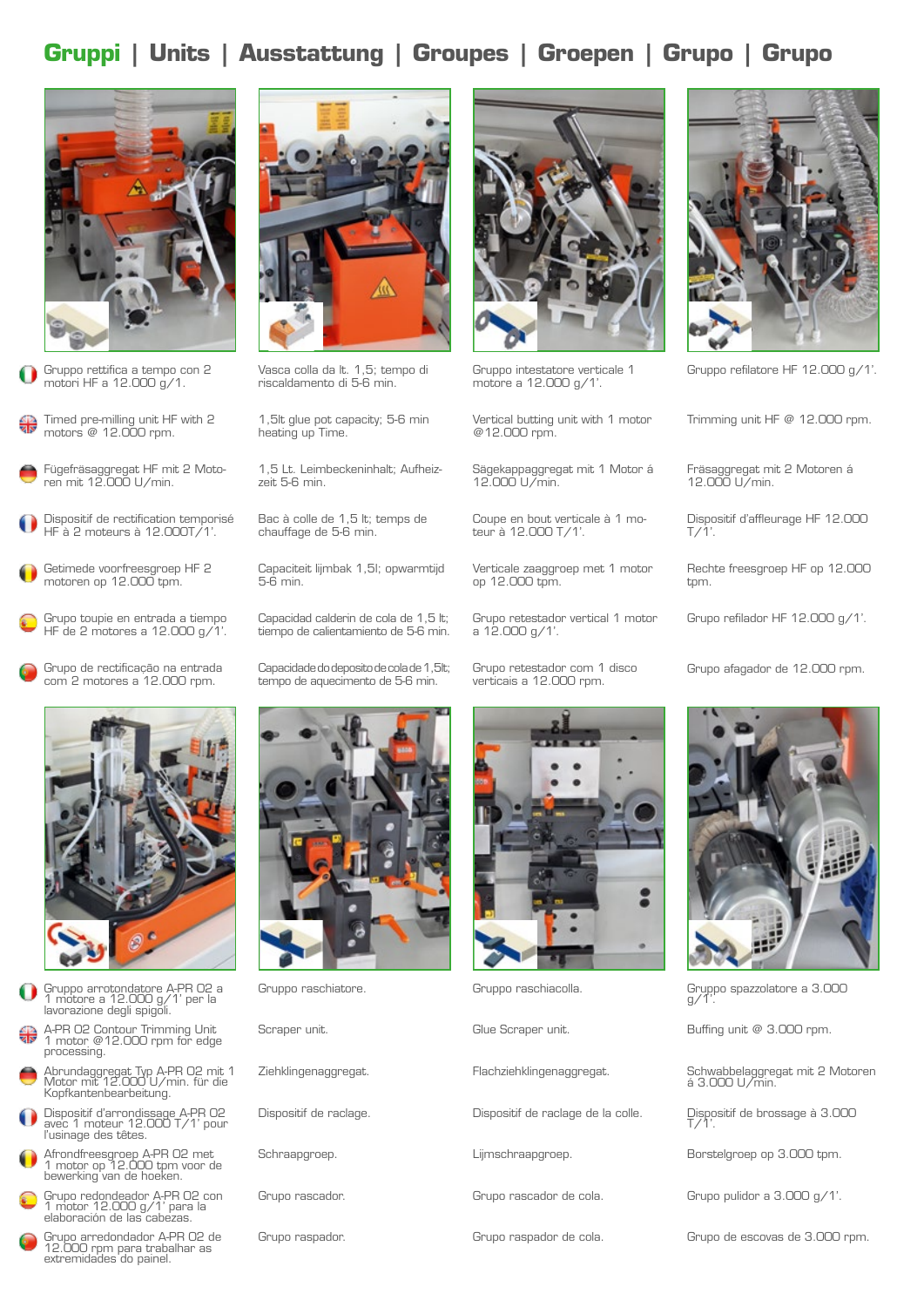# Gruppi | Units | Ausstattung | Groupes | Groepen | Grupo | Grupo

Gruppo rettifica a tempo con 2 motori HF a 12.000 g/1.

Timed pre-milling unit HF with 2 motors @ 12.000 rpm.

Fügefräsaggregat HF mit 2 Motoren mit 12.000 U/min.

Dispositif de rectification temporisé HF à 2 moteurs à 12.000T/1'.

Getimede voorfreesgroep HF 2 motoren op 12.000 tpm.

Grupo toupie en entrada a tiempo HF de 2 motores a 12.000 g/1'.

Grupo de rectificação na entrada com 2 motores a 12.000 rpm.

Vasca colla da lt. 1,5; tempo di riscaldamento di 5-6 min.

1,5lt glue pot capacity; 5-6 min heating up Time.

1,5 Lt. Leimbeckeninhalt; Aufheizzeit 5-6 min.

Bac à colle de 1,5 lt; temps de chauffage de 5-6 min.

Capaciteit lijmbak 1,5l; opwarmtijd 5-6 min.

Capacidad calderin de cola de 1,5 lt; tiempo de calientamiento de 5-6 min.

Capacidade do deposito de cola de 1,5lt; tempo de aquecimento de 5-6 min.

Gruppo intestatore verticale 1 motore a 12.000 g/1'.

Vertical butting unit with 1 motor @12.000 rpm.

Sägekappaggregat mit 1 Motor á 12.000 U/min.

Coupe en bout verticale à 1 moteur à 12.000 T/1'.

Verticale zaaggroep met 1 motor op 12.000 tpm.

Grupo retestador vertical 1 motor a 12.000 g/1'.

Grupo retestador com 1 disco verticais a 12.000 rpm.

Gruppo refilatore HF 12.000 g/1'.

Trimming unit HF @ 12.000 rpm.

Fräsaggregat mit 2 Motoren á 12.000 U/min.

Dispositif d'affleurage HF 12.000 T/1'.

Rechte freesgroep HF op 12.000 tpm.

Grupo refilador HF 12.000 g/1'.

Grupo afagador de 12.000 rpm.

Gruppo arrotondatore A-PR 02 a 1 motore a 12.000 g/1' per la lavorazione degli spigoli.

A-PR 02 Contour Trimming Unit 1 motor @12.000 rpm for edge processing.

Abrundaggregat Typ A-PR 02 mit 1 Motor mit 12.000 U/min. für die Kopfkantenbearbeitung.

Dispositif d'arrondissage A-PR 02 avec 1 moteur 12.000 T/1' pour l'usinage des têtes.

Afrondfreesgroep A-PR 02 met 1 motor op 12.000 tpm voor de bewerking van de hoeken.

Grupo redondeador A-PR 02 con 1 motor 12.000 g/1' para la elaboración de las cabezas.

Grupo arredondador A-PR 02 de 12.000 rpm para trabalhar as extremidades do painel.

Gruppo raschiatore.

Scraper unit.

Ziehklingenaggregat.

Dispositif de raclage.

Schraapgroep.

Grupo rascador.

Grupo raspador.

Gruppo raschiacolla.

Glue Scraper unit.

Flachziehklingenaggregat.

Dispositif de raclage de la colle.

Lijmschraapgroep.

Grupo rascador de cola.

Grupo raspador de cola.

Gruppo spazzolatore a 3.000 g/1'.

Buffing unit @ 3.000 rpm.

Schwabbelaggregat mit 2 Motoren á 3.000 U/min.

Dispositif de brossage à 3.000 T/1'.

Borstelgroep op 3.000 tpm.

Grupo pulidor a 3.000 g/1'.

Grupo de escovas de 3.000 rpm.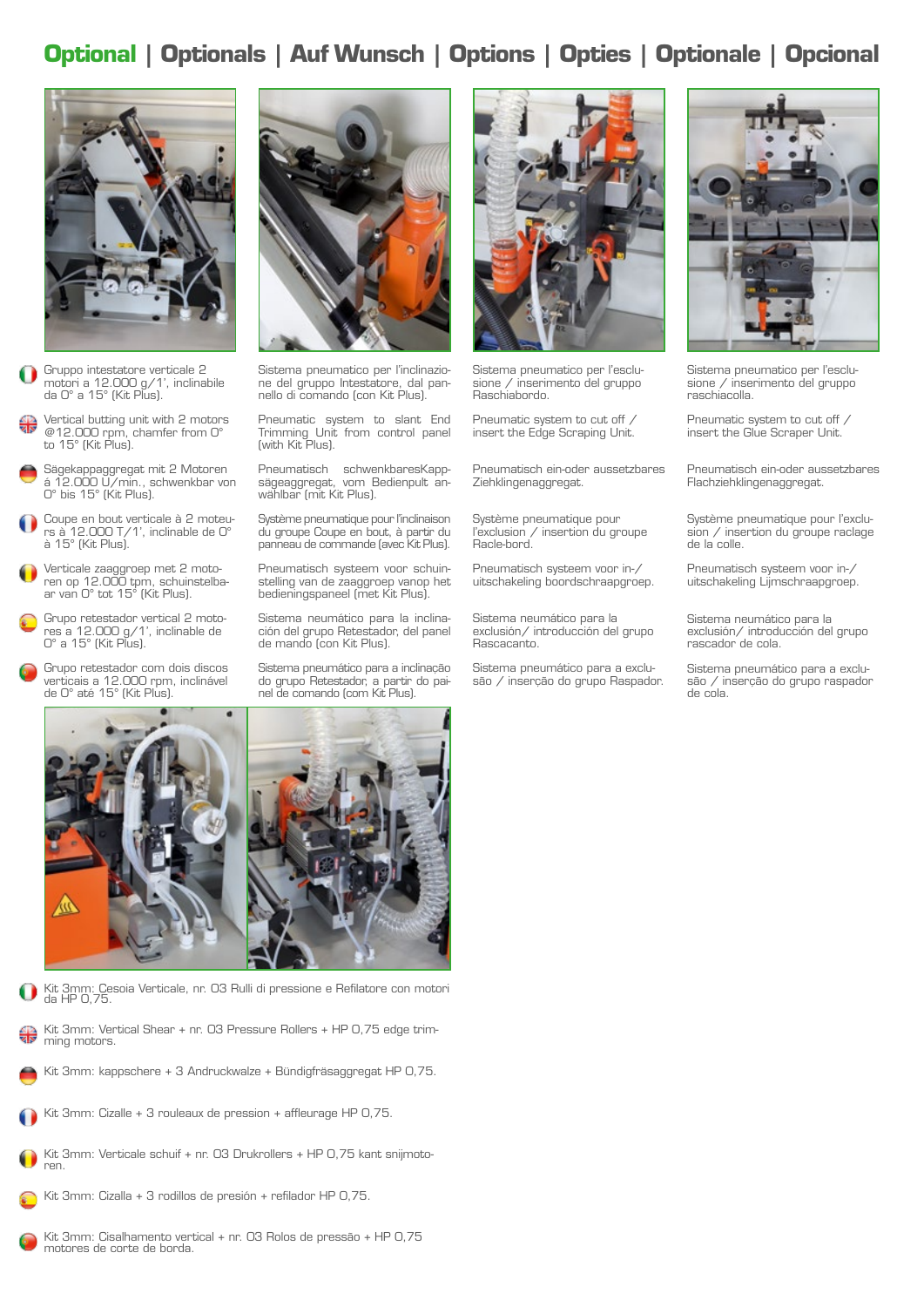# Optional | Optionals | Auf Wunsch | Options | Opties | Optionale | Opcional

Gruppo intestatore verticale 2 motori a 12.000 g/1', inclinabile da 0° a 15° (Kit Plus).

Vertical butting unit with 2 motors @12.000 rpm, chamfer from 0° to 15° (Kit Plus).

Sägekappaggregat mit 2 Motoren á 12.000 U/min., schwenkbar von 0° bis 15° (Kit Plus).

Coupe en bout verticale à 2 moteurs à 12.000 T/1', inclinable de 0° à 15° (Kit Plus).

Verticale zaaggroep met 2 motoren op 12.000 tpm, schuinstelbaar van 0° tot 15° (Kit Plus).

Grupo retestador vertical 2 motores a 12.000 g/1', inclinable de 0° a 15° (Kit Plus).

Grupo retestador com dois discos verticais a 12.000 rpm, inclinável de 0° até 15° (Kit Plus).

Sistema pneumatico per l'inclinazione del gruppo Intestatore, dal pannello di comando (con Kit Plus).

Pneumatic system to slant End Trimming Unit from control panel (with Kit Plus).

Pneumatisch schwenkbaresKappsägeaggregat, vom Bedienpult anwählbar (mit Kit Plus).

Système pneumatique pour l'inclinaison du groupe Coupe en bout, à partir du panneau de commande (avec Kit Plus).

Pneumatisch systeem voor schuinstelling van de zaaggroep vanop het bedieningspaneel (met Kit Plus).

Sistema neumático para la inclinación del grupo Retestador, del panel de mando (con Kit Plus).

Sistema pneumático para a inclinação do grupo Retestador, a partir do painel de comando (com Kit Plus).

Sistema pneumatico per l'esclusione / inserimento del gruppo Raschiabordo.

Pneumatic system to cut off / insert the Edge Scraping Unit.

Pneumatisch ein-oder aussetzbares Ziehklingenaggregat.

Système pneumatique pour l'exclusion / insertion du groupe Racle-bord.

Pneumatisch systeem voor in-/uitschakeling boordschraapgroep.

Sistema neumático para la exclusión/ introducción del grupo Rascacanto.

Sistema pneumático para a exclusão / inserção do grupo Raspador.

Sistema pneumatico per l'esclusione / inserimento del gruppo raschiacolla.

Pneumatic system to cut off / insert the Glue Scraper Unit.

Pneumatisch ein-oder aussetzbares Flachziehklingenaggregat.

Système pneumatique pour l'exclusion / insertion du groupe raclage de la colle.

Pneumatisch systeem voor in-/uitschakeling Lijmschraapgroep.

Sistema neumático para la exclusión/ introducción del grupo rascador de cola.

Sistema pneumático para a exclusão / inserção do grupo raspador de cola.

Kit 3mm: Cesoia Verticale, nr. 03 Rulli di pressione e Refilatore con motori da HP 0,75.

Kit 3mm: Vertical Shear + nr. 03 Pressure Rollers + HP 0,75 edge trimming motors.

Kit 3mm: kappschere + 3 Andruckwalze + Bündigfräsaggregat HP 0,75.

Kit 3mm: Cizalle + 3 rouleaux de pression + affleurage HP 0,75.

Kit 3mm: Verticale schuif + nr. 03 Drukrollers + HP 0,75 kant snijmotoren.

Kit 3mm: Cizalla + 3 rodillos de presión + refilador HP 0,75.

Kit 3mm: Cisalhamento vertical + nr. 03 Rolos de pressão + HP 0,75 motores de corte de borda.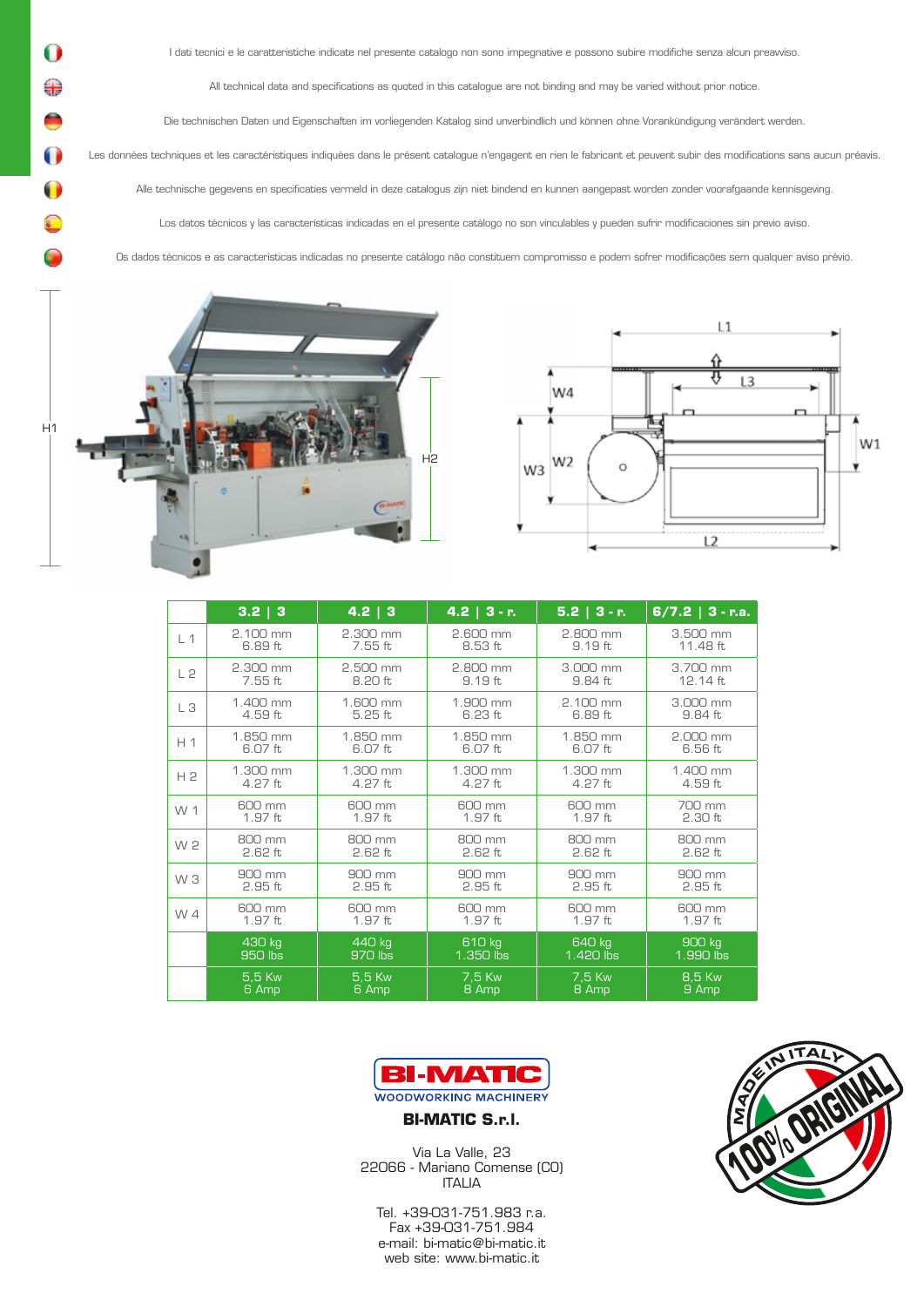I dati tecnici e le caratteristiche indicate nel presente catalogo non sono impegnative e possono subire modifiche senza alcun preavviso.

All technical data and specifications as quoted in this catalogue are not binding and may be varied without prior notice.

Die technischen Daten und Eigenschaften im vorliegenden Katalog sind unverbindlich und können ohne Vorankündigung verändert werden.

Les données techniques et les caractéristiques indiquées dans le présent catalogue n'engagent en rien le fabricant et peuvent subir des modifications sans aucun préavis.

Alle technische gegevens en specificaties vermeld in deze catalogus zijn niet bindend en kunnen aangepast worden zonder voorafgaande kennisgeving.

Los datos técnicos y las características indicadas en el presente catálogo no son vinculables y pueden sufrir modificaciones sin previo aviso.

Os dados técnicos e as características indicadas no presente catálogo não constituem compromisso e podem sofrer modificações sem qualquer aviso prévio.

H1

H2

L1

L3

W4

W1

W3

W2

L2

| | 3.2 \| 3 | 4.2 \| 3 | 4.2 \| 3 - r. | 5.2 \| 3 - r. | 6/7.2 \| 3 - r.a. |
|---|---|---|---|---|---|
| L 1 | 2.100 mm<br>6.89 ft | 2.300 mm<br>7.55 ft | 2.600 mm<br>8.53 ft | 2.800 mm<br>9.19 ft | 3.500 mm<br>11.48 ft |
| L 2 | 2.300 mm<br>7.55 ft | 2.500 mm<br>8.20 ft | 2.800 mm<br>9.19 ft | 3.000 mm<br>9.84 ft | 3.700 mm<br>12.14 ft |
| L 3 | 1.400 mm<br>4.59 ft | 1.600 mm<br>5.25 ft | 1.900 mm<br>6.23 ft | 2.100 mm<br>6.89 ft | 3.000 mm<br>9.84 ft |
| H 1 | 1.850 mm<br>6.07 ft | 1.850 mm<br>6.07 ft | 1.850 mm<br>6.07 ft | 1.850 mm<br>6.07 ft | 2.000 mm<br>6.56 ft |
| H 2 | 1.300 mm<br>4.27 ft | 1.300 mm<br>4.27 ft | 1.300 mm<br>4.27 ft | 1.300 mm<br>4.27 ft | 1.400 mm<br>4.59 ft |
| W 1 | 600 mm<br>1.97 ft | 600 mm<br>1.97 ft | 600 mm<br>1.97 ft | 600 mm<br>1.97 ft | 700 mm<br>2.30 ft |
| W 2 | 800 mm<br>2.62 ft | 800 mm<br>2.62 ft | 800 mm<br>2.62 ft | 800 mm<br>2.62 ft | 800 mm<br>2.62 ft |
| W 3 | 900 mm<br>2.95 ft | 900 mm<br>2.95 ft | 900 mm<br>2.95 ft | 900 mm<br>2.95 ft | 900 mm<br>2.95 ft |
| W 4 | 600 mm<br>1.97 ft | 600 mm<br>1.97 ft | 600 mm<br>1.97 ft | 600 mm<br>1.97 ft | 600 mm<br>1.97 ft |
| | 430 kg<br>950 lbs | 440 kg<br>970 lbs | 610 kg<br>1.350 lbs | 640 kg<br>1.420 lbs | 900 kg<br>1.990 lbs |
| | 5,5 Kw<br>6 Amp | 5,5 Kw<br>6 Amp | 7,5 Kw<br>8 Amp | 7,5 Kw<br>8 Amp | 8,5 Kw<br>9 Amp |

BI-MATIC
WOODWORKING MACHINERY

**BI-MATIC S.r.l.**

Via La Valle, 23
22066 - Mariano Comense (CO)
ITALIA

Tel. +39-031-751.983 r.a.
Fax +39-031-751.984
e-mail: bi-matic@bi-matic.it
web site: www.bi-matic.it

MADE IN ITALY
100% ORIGINAL